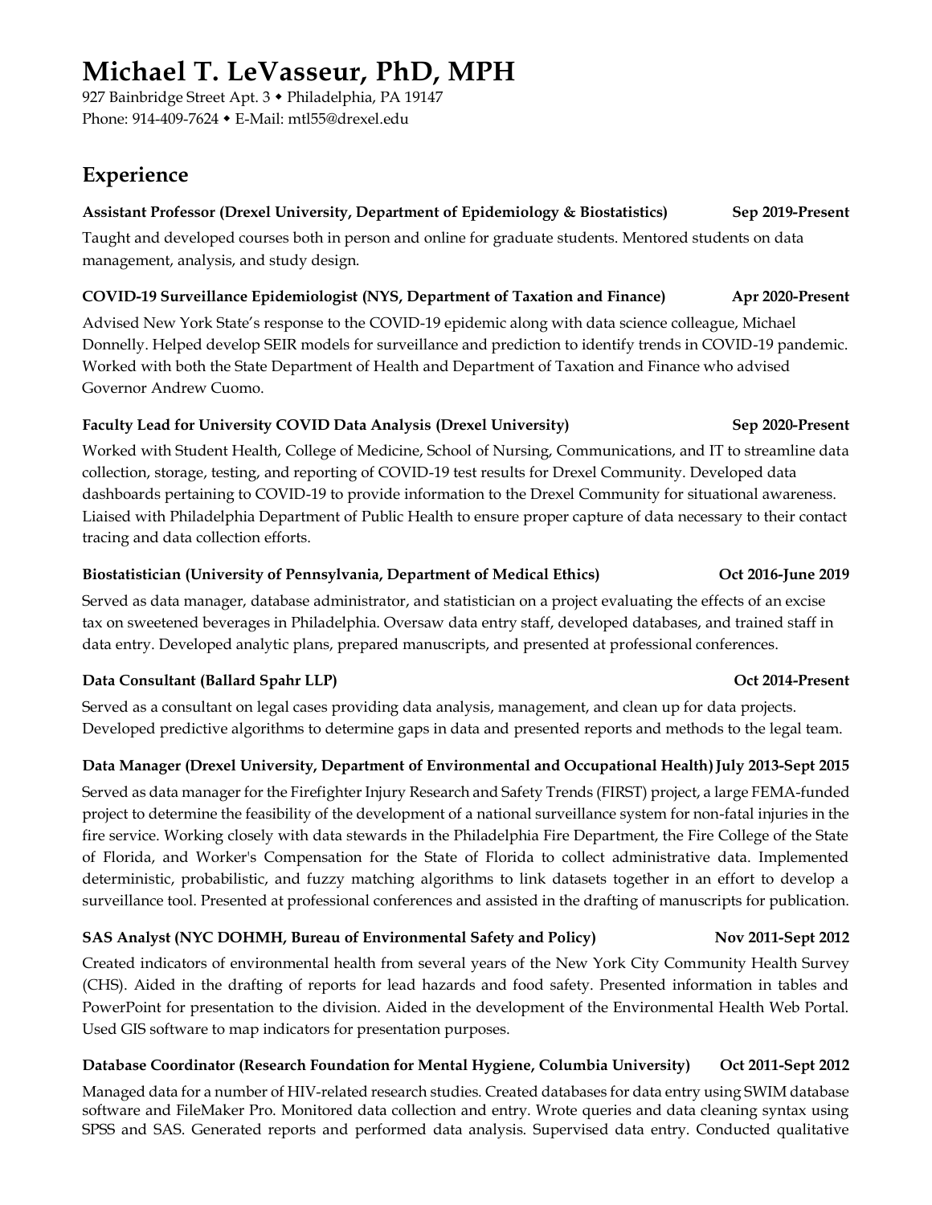# Michael T. LeVasseur, PhD, MPH

927 Bainbridge Street Apt. 3 ◆ Philadelphia, PA 19147
Phone: 914-409-7624 ◆ E-Mail: mtl55@drexel.edu

## Experience

**Assistant Professor (Drexel University, Department of Epidemiology & Biostatistics)** **Sep 2019-Present**

Taught and developed courses both in person and online for graduate students. Mentored students on data management, analysis, and study design.

**COVID-19 Surveillance Epidemiologist (NYS, Department of Taxation and Finance)** **Apr 2020-Present**

Advised New York State's response to the COVID-19 epidemic along with data science colleague, Michael Donnelly. Helped develop SEIR models for surveillance and prediction to identify trends in COVID-19 pandemic. Worked with both the State Department of Health and Department of Taxation and Finance who advised Governor Andrew Cuomo.

**Faculty Lead for University COVID Data Analysis (Drexel University)** **Sep 2020-Present**

Worked with Student Health, College of Medicine, School of Nursing, Communications, and IT to streamline data collection, storage, testing, and reporting of COVID-19 test results for Drexel Community. Developed data dashboards pertaining to COVID-19 to provide information to the Drexel Community for situational awareness. Liaised with Philadelphia Department of Public Health to ensure proper capture of data necessary to their contact tracing and data collection efforts.

**Biostatistician (University of Pennsylvania, Department of Medical Ethics)** **Oct 2016-June 2019**

Served as data manager, database administrator, and statistician on a project evaluating the effects of an excise tax on sweetened beverages in Philadelphia. Oversaw data entry staff, developed databases, and trained staff in data entry. Developed analytic plans, prepared manuscripts, and presented at professional conferences.

**Data Consultant (Ballard Spahr LLP)** **Oct 2014-Present**

Served as a consultant on legal cases providing data analysis, management, and clean up for data projects. Developed predictive algorithms to determine gaps in data and presented reports and methods to the legal team.

**Data Manager (Drexel University, Department of Environmental and Occupational Health)** **July 2013-Sept 2015**

Served as data manager for the Firefighter Injury Research and Safety Trends (FIRST) project, a large FEMA-funded project to determine the feasibility of the development of a national surveillance system for non-fatal injuries in the fire service. Working closely with data stewards in the Philadelphia Fire Department, the Fire College of the State of Florida, and Worker's Compensation for the State of Florida to collect administrative data. Implemented deterministic, probabilistic, and fuzzy matching algorithms to link datasets together in an effort to develop a surveillance tool. Presented at professional conferences and assisted in the drafting of manuscripts for publication.

**SAS Analyst (NYC DOHMH, Bureau of Environmental Safety and Policy)** **Nov 2011-Sept 2012**

Created indicators of environmental health from several years of the New York City Community Health Survey (CHS). Aided in the drafting of reports for lead hazards and food safety. Presented information in tables and PowerPoint for presentation to the division. Aided in the development of the Environmental Health Web Portal. Used GIS software to map indicators for presentation purposes.

**Database Coordinator (Research Foundation for Mental Hygiene, Columbia University)** **Oct 2011-Sept 2012**

Managed data for a number of HIV-related research studies. Created databases for data entry using SWIM database software and FileMaker Pro. Monitored data collection and entry. Wrote queries and data cleaning syntax using SPSS and SAS. Generated reports and performed data analysis. Supervised data entry. Conducted qualitative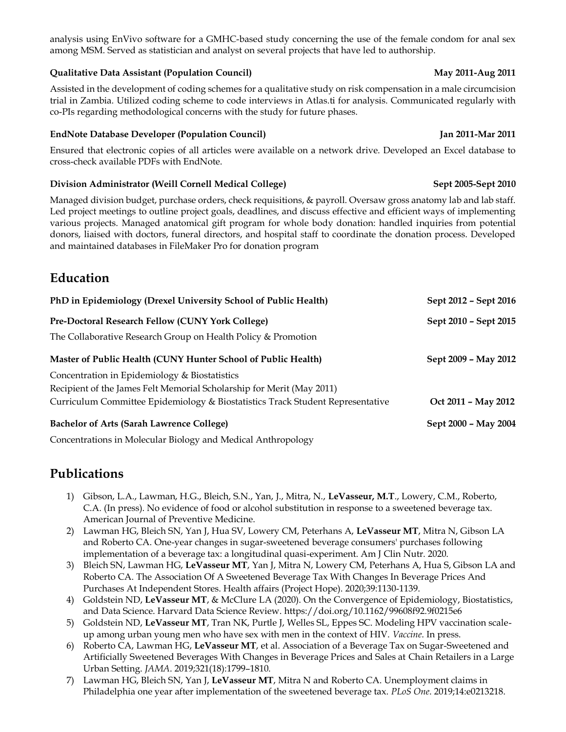analysis using EnVivo software for a GMHC-based study concerning the use of the female condom for anal sex among MSM. Served as statistician and analyst on several projects that have led to authorship.

**Qualitative Data Assistant (Population Council)** **May 2011-Aug 2011**

Assisted in the development of coding schemes for a qualitative study on risk compensation in a male circumcision trial in Zambia. Utilized coding scheme to code interviews in Atlas.ti for analysis. Communicated regularly with co-PIs regarding methodological concerns with the study for future phases.

**EndNote Database Developer (Population Council)** **Jan 2011-Mar 2011**

Ensured that electronic copies of all articles were available on a network drive. Developed an Excel database to cross-check available PDFs with EndNote.

**Division Administrator (Weill Cornell Medical College)** **Sept 2005-Sept 2010**

Managed division budget, purchase orders, check requisitions, & payroll. Oversaw gross anatomy lab and lab staff. Led project meetings to outline project goals, deadlines, and discuss effective and efficient ways of implementing various projects. Managed anatomical gift program for whole body donation: handled inquiries from potential donors, liaised with doctors, funeral directors, and hospital staff to coordinate the donation process. Developed and maintained databases in FileMaker Pro for donation program

## Education

**PhD in Epidemiology (Drexel University School of Public Health)** **Sept 2012 – Sept 2016**

**Pre-Doctoral Research Fellow (CUNY York College)** **Sept 2010 – Sept 2015**

The Collaborative Research Group on Health Policy & Promotion

**Master of Public Health (CUNY Hunter School of Public Health)** **Sept 2009 – May 2012**

Concentration in Epidemiology & Biostatistics
Recipient of the James Felt Memorial Scholarship for Merit (May 2011)
Curriculum Committee Epidemiology & Biostatistics Track Student Representative **Oct 2011 – May 2012**

**Bachelor of Arts (Sarah Lawrence College)** **Sept 2000 – May 2004**

Concentrations in Molecular Biology and Medical Anthropology

## Publications

1) Gibson, L.A., Lawman, H.G., Bleich, S.N., Yan, J., Mitra, N., **LeVasseur, M.T**., Lowery, C.M., Roberto, C.A. (In press). No evidence of food or alcohol substitution in response to a sweetened beverage tax. American Journal of Preventive Medicine.
2) Lawman HG, Bleich SN, Yan J, Hua SV, Lowery CM, Peterhans A, **LeVasseur MT**, Mitra N, Gibson LA and Roberto CA. One-year changes in sugar-sweetened beverage consumers' purchases following implementation of a beverage tax: a longitudinal quasi-experiment. Am J Clin Nutr. 2020.
3) Bleich SN, Lawman HG, **LeVasseur MT**, Yan J, Mitra N, Lowery CM, Peterhans A, Hua S, Gibson LA and Roberto CA. The Association Of A Sweetened Beverage Tax With Changes In Beverage Prices And Purchases At Independent Stores. Health affairs (Project Hope). 2020;39:1130-1139.
4) Goldstein ND, **LeVasseur MT**, & McClure LA (2020). On the Convergence of Epidemiology, Biostatistics, and Data Science. Harvard Data Science Review. https://doi.org/10.1162/99608f92.9f0215e6
5) Goldstein ND, **LeVasseur MT**, Tran NK, Purtle J, Welles SL, Eppes SC. Modeling HPV vaccination scale-up among urban young men who have sex with men in the context of HIV. *Vaccine*. In press.
6) Roberto CA, Lawman HG, **LeVasseur MT**, et al. Association of a Beverage Tax on Sugar-Sweetened and Artificially Sweetened Beverages With Changes in Beverage Prices and Sales at Chain Retailers in a Large Urban Setting. *JAMA*. 2019;321(18):1799–1810.
7) Lawman HG, Bleich SN, Yan J, **LeVasseur MT**, Mitra N and Roberto CA. Unemployment claims in Philadelphia one year after implementation of the sweetened beverage tax. *PLoS One*. 2019;14:e0213218.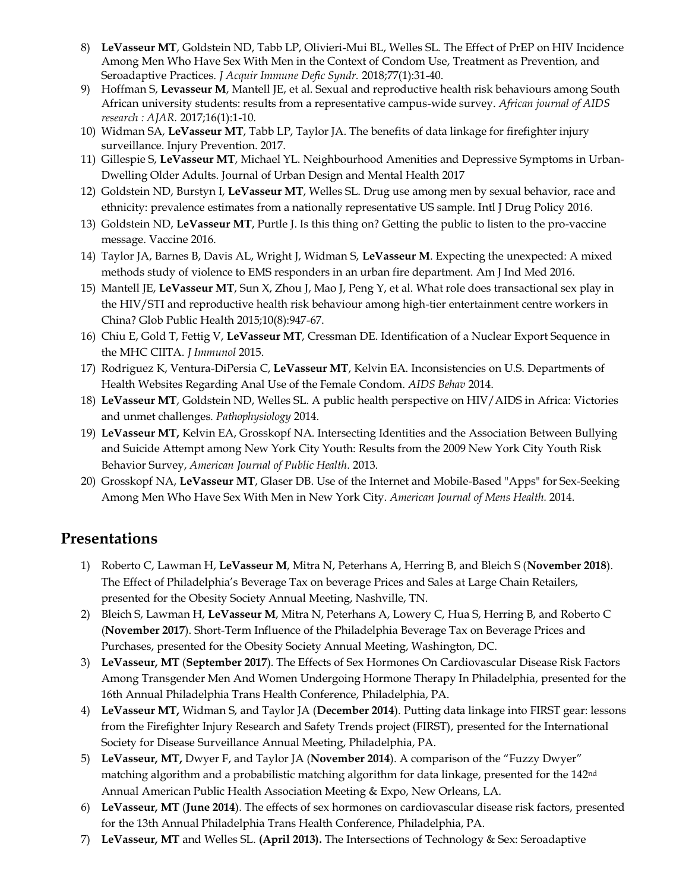8) **LeVasseur MT**, Goldstein ND, Tabb LP, Olivieri-Mui BL, Welles SL. The Effect of PrEP on HIV Incidence Among Men Who Have Sex With Men in the Context of Condom Use, Treatment as Prevention, and Seroadaptive Practices. *J Acquir Immune Defic Syndr.* 2018;77(1):31-40.
9) Hoffman S, **Levasseur M**, Mantell JE, et al. Sexual and reproductive health risk behaviours among South African university students: results from a representative campus-wide survey. *African journal of AIDS research : AJAR.* 2017;16(1):1-10.
10) Widman SA, **LeVasseur MT**, Tabb LP, Taylor JA. The benefits of data linkage for firefighter injury surveillance. Injury Prevention. 2017.
11) Gillespie S, **LeVasseur MT**, Michael YL. Neighbourhood Amenities and Depressive Symptoms in Urban-Dwelling Older Adults. Journal of Urban Design and Mental Health 2017
12) Goldstein ND, Burstyn I, **LeVasseur MT**, Welles SL. Drug use among men by sexual behavior, race and ethnicity: prevalence estimates from a nationally representative US sample. Intl J Drug Policy 2016.
13) Goldstein ND, **LeVasseur MT**, Purtle J. Is this thing on? Getting the public to listen to the pro-vaccine message. Vaccine 2016.
14) Taylor JA, Barnes B, Davis AL, Wright J, Widman S, **LeVasseur M**. Expecting the unexpected: A mixed methods study of violence to EMS responders in an urban fire department. Am J Ind Med 2016.
15) Mantell JE, **LeVasseur MT**, Sun X, Zhou J, Mao J, Peng Y, et al. What role does transactional sex play in the HIV/STI and reproductive health risk behaviour among high-tier entertainment centre workers in China? Glob Public Health 2015;10(8):947-67.
16) Chiu E, Gold T, Fettig V, **LeVasseur MT**, Cressman DE. Identification of a Nuclear Export Sequence in the MHC CIITA. *J Immunol* 2015.
17) Rodriguez K, Ventura-DiPersia C, **LeVasseur MT**, Kelvin EA. Inconsistencies on U.S. Departments of Health Websites Regarding Anal Use of the Female Condom. *AIDS Behav* 2014.
18) **LeVasseur MT**, Goldstein ND, Welles SL. A public health perspective on HIV/AIDS in Africa: Victories and unmet challenges. *Pathophysiology* 2014.
19) **LeVasseur MT,** Kelvin EA, Grosskopf NA. Intersecting Identities and the Association Between Bullying and Suicide Attempt among New York City Youth: Results from the 2009 New York City Youth Risk Behavior Survey, *American Journal of Public Health*. 2013.
20) Grosskopf NA, **LeVasseur MT**, Glaser DB. Use of the Internet and Mobile-Based "Apps" for Sex-Seeking Among Men Who Have Sex With Men in New York City. *American Journal of Mens Health.* 2014.

## Presentations

1) Roberto C, Lawman H, **LeVasseur M**, Mitra N, Peterhans A, Herring B, and Bleich S (**November 2018**). The Effect of Philadelphia's Beverage Tax on beverage Prices and Sales at Large Chain Retailers, presented for the Obesity Society Annual Meeting, Nashville, TN.
2) Bleich S, Lawman H, **LeVasseur M**, Mitra N, Peterhans A, Lowery C, Hua S, Herring B, and Roberto C (**November 2017**). Short-Term Influence of the Philadelphia Beverage Tax on Beverage Prices and Purchases, presented for the Obesity Society Annual Meeting, Washington, DC.
3) **LeVasseur, MT** (**September 2017**). The Effects of Sex Hormones On Cardiovascular Disease Risk Factors Among Transgender Men And Women Undergoing Hormone Therapy In Philadelphia, presented for the 16th Annual Philadelphia Trans Health Conference, Philadelphia, PA.
4) **LeVasseur MT,** Widman S, and Taylor JA (**December 2014**). Putting data linkage into FIRST gear: lessons from the Firefighter Injury Research and Safety Trends project (FIRST), presented for the International Society for Disease Surveillance Annual Meeting, Philadelphia, PA.
5) **LeVasseur, MT,** Dwyer F, and Taylor JA (**November 2014**). A comparison of the "Fuzzy Dwyer" matching algorithm and a probabilistic matching algorithm for data linkage, presented for the 142nd Annual American Public Health Association Meeting & Expo, New Orleans, LA.
6) **LeVasseur, MT** (**June 2014**). The effects of sex hormones on cardiovascular disease risk factors, presented for the 13th Annual Philadelphia Trans Health Conference, Philadelphia, PA.
7) **LeVasseur, MT** and Welles SL. **(April 2013).** The Intersections of Technology & Sex: Seroadaptive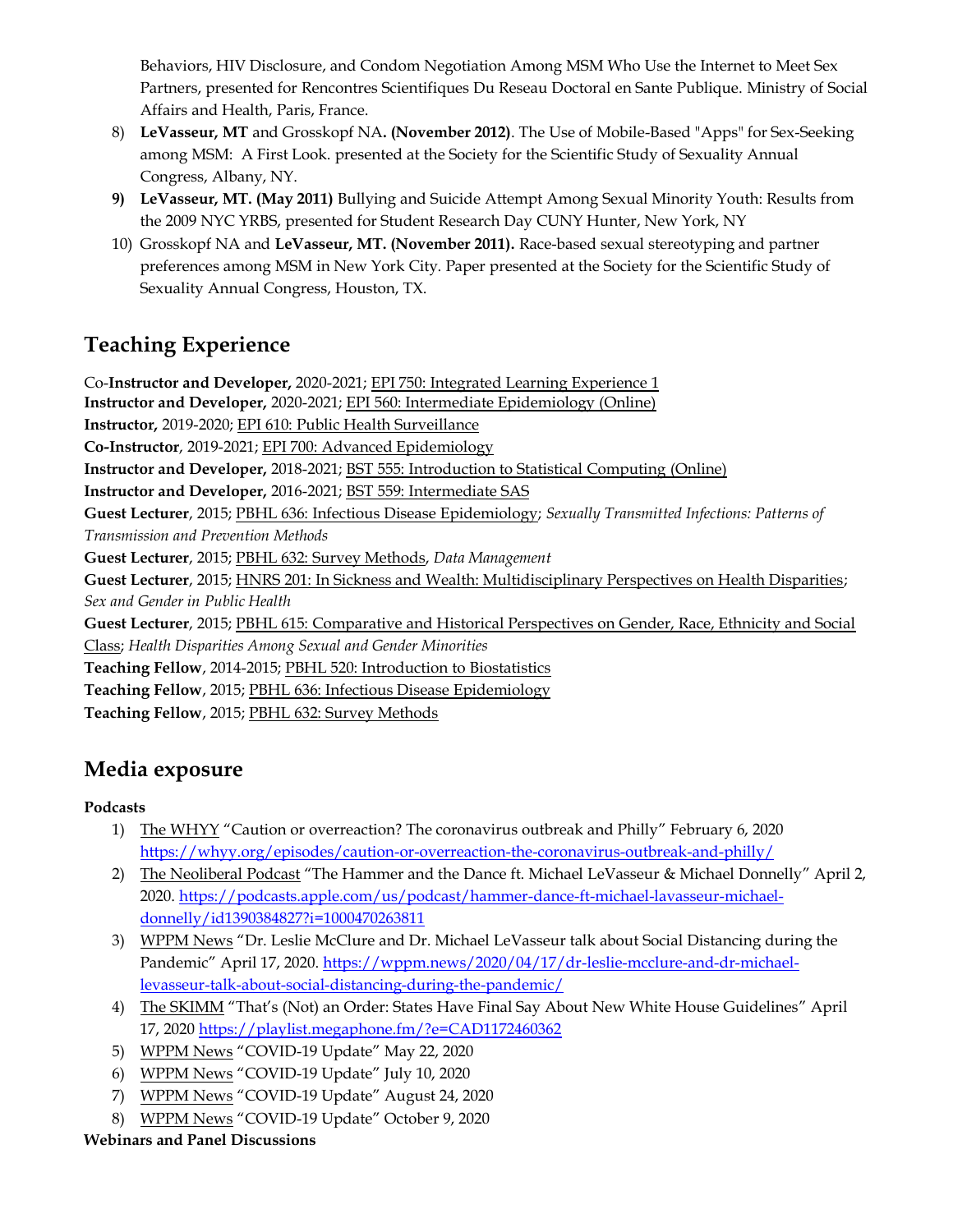Behaviors, HIV Disclosure, and Condom Negotiation Among MSM Who Use the Internet to Meet Sex Partners, presented for Rencontres Scientifiques Du Reseau Doctoral en Sante Publique. Ministry of Social Affairs and Health, Paris, France.

8) **LeVasseur, MT** and Grosskopf NA**. (November 2012)**. The Use of Mobile-Based "Apps" for Sex-Seeking among MSM: A First Look. presented at the Society for the Scientific Study of Sexuality Annual Congress, Albany, NY.
9) **LeVasseur, MT. (May 2011)** Bullying and Suicide Attempt Among Sexual Minority Youth: Results from the 2009 NYC YRBS, presented for Student Research Day CUNY Hunter, New York, NY
10) Grosskopf NA and **LeVasseur, MT. (November 2011).** Race-based sexual stereotyping and partner preferences among MSM in New York City. Paper presented at the Society for the Scientific Study of Sexuality Annual Congress, Houston, TX.

## Teaching Experience

Co-**Instructor and Developer,** 2020-2021; EPI 750: Integrated Learning Experience 1
**Instructor and Developer,** 2020-2021; EPI 560: Intermediate Epidemiology (Online)
**Instructor,** 2019-2020; EPI 610: Public Health Surveillance
**Co-Instructor**, 2019-2021; EPI 700: Advanced Epidemiology
**Instructor and Developer,** 2018-2021; BST 555: Introduction to Statistical Computing (Online)
**Instructor and Developer,** 2016-2021; BST 559: Intermediate SAS
**Guest Lecturer**, 2015; PBHL 636: Infectious Disease Epidemiology; *Sexually Transmitted Infections: Patterns of Transmission and Prevention Methods*
**Guest Lecturer**, 2015; PBHL 632: Survey Methods, *Data Management*
**Guest Lecturer**, 2015; HNRS 201: In Sickness and Wealth: Multidisciplinary Perspectives on Health Disparities; *Sex and Gender in Public Health*
**Guest Lecturer**, 2015; PBHL 615: Comparative and Historical Perspectives on Gender, Race, Ethnicity and Social Class; *Health Disparities Among Sexual and Gender Minorities*
**Teaching Fellow**, 2014-2015; PBHL 520: Introduction to Biostatistics
**Teaching Fellow**, 2015; PBHL 636: Infectious Disease Epidemiology
**Teaching Fellow**, 2015; PBHL 632: Survey Methods

## Media exposure

**Podcasts**

1) The WHYY "Caution or overreaction? The coronavirus outbreak and Philly" February 6, 2020 https://whyy.org/episodes/caution-or-overreaction-the-coronavirus-outbreak-and-philly/
2) The Neoliberal Podcast "The Hammer and the Dance ft. Michael LeVasseur & Michael Donnelly" April 2, 2020. https://podcasts.apple.com/us/podcast/hammer-dance-ft-michael-lavasseur-michael-donnelly/id1390384827?i=1000470263811
3) WPPM News "Dr. Leslie McClure and Dr. Michael LeVasseur talk about Social Distancing during the Pandemic" April 17, 2020. https://wppm.news/2020/04/17/dr-leslie-mcclure-and-dr-michael-levasseur-talk-about-social-distancing-during-the-pandemic/
4) The SKIMM "That's (Not) an Order: States Have Final Say About New White House Guidelines" April 17, 2020 https://playlist.megaphone.fm/?e=CAD1172460362
5) WPPM News "COVID-19 Update" May 22, 2020
6) WPPM News "COVID-19 Update" July 10, 2020
7) WPPM News "COVID-19 Update" August 24, 2020
8) WPPM News "COVID-19 Update" October 9, 2020

**Webinars and Panel Discussions**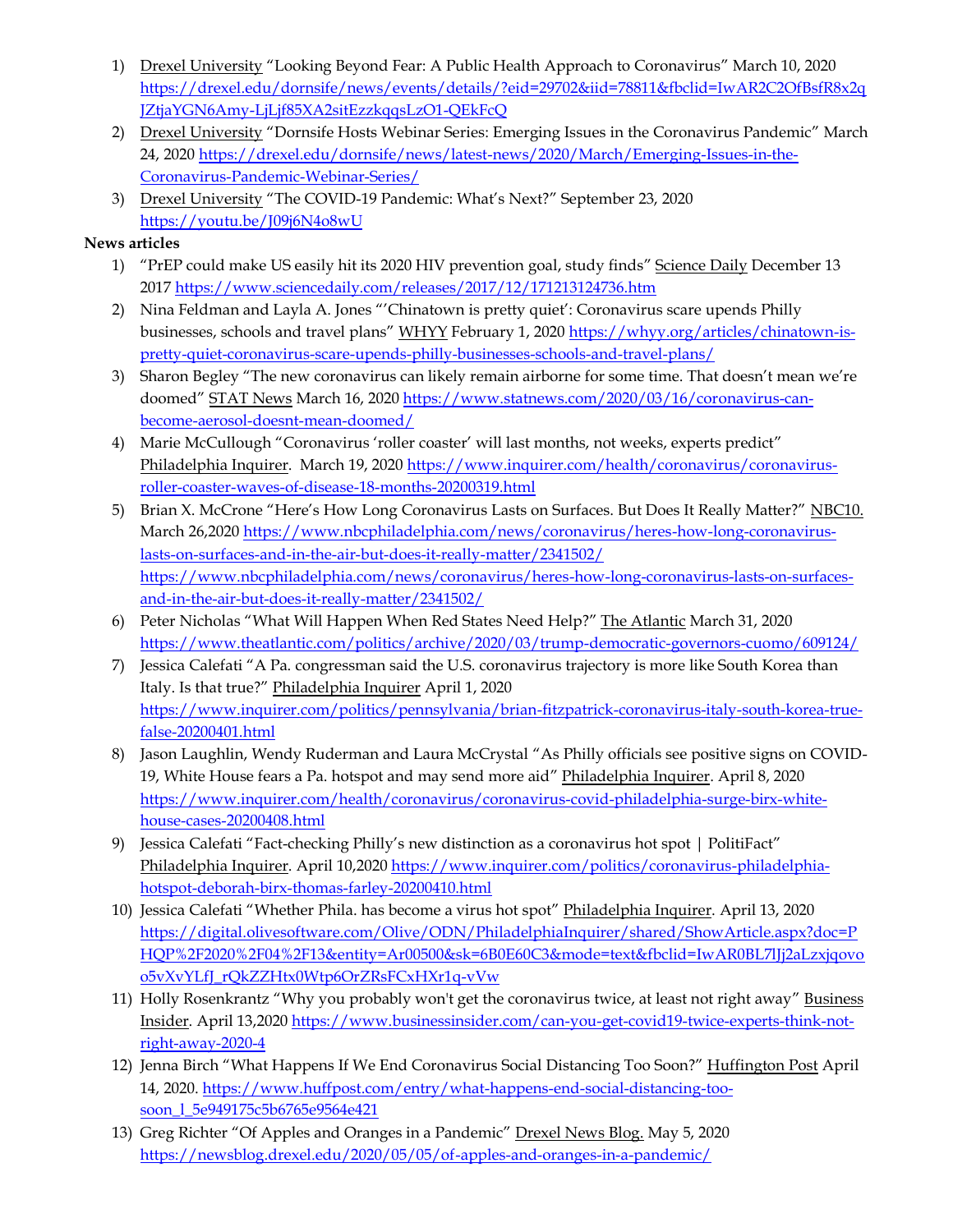1) Drexel University "Looking Beyond Fear: A Public Health Approach to Coronavirus" March 10, 2020 https://drexel.edu/dornsife/news/events/details/?eid=29702&iid=78811&fbclid=IwAR2C2OfBsfR8x2qJZtjaYGN6Amy-LjLjf85XA2sitEzzkqqsLzO1-QEkFcQ
2) Drexel University "Dornsife Hosts Webinar Series: Emerging Issues in the Coronavirus Pandemic" March 24, 2020 https://drexel.edu/dornsife/news/latest-news/2020/March/Emerging-Issues-in-the-Coronavirus-Pandemic-Webinar-Series/
3) Drexel University "The COVID-19 Pandemic: What's Next?" September 23, 2020 https://youtu.be/J09j6N4o8wU

**News articles**

1) "PrEP could make US easily hit its 2020 HIV prevention goal, study finds" Science Daily December 13 2017 https://www.sciencedaily.com/releases/2017/12/171213124736.htm
2) Nina Feldman and Layla A. Jones "'Chinatown is pretty quiet': Coronavirus scare upends Philly businesses, schools and travel plans" WHYY February 1, 2020 https://whyy.org/articles/chinatown-is-pretty-quiet-coronavirus-scare-upends-philly-businesses-schools-and-travel-plans/
3) Sharon Begley "The new coronavirus can likely remain airborne for some time. That doesn't mean we're doomed" STAT News March 16, 2020 https://www.statnews.com/2020/03/16/coronavirus-can-become-aerosol-doesnt-mean-doomed/
4) Marie McCullough "Coronavirus 'roller coaster' will last months, not weeks, experts predict" Philadelphia Inquirer. March 19, 2020 https://www.inquirer.com/health/coronavirus/coronavirus-roller-coaster-waves-of-disease-18-months-20200319.html
5) Brian X. McCrone "Here's How Long Coronavirus Lasts on Surfaces. But Does It Really Matter?" NBC10. March 26,2020 https://www.nbcphiladelphia.com/news/coronavirus/heres-how-long-coronavirus-lasts-on-surfaces-and-in-the-air-but-does-it-really-matter/2341502/ https://www.nbcphiladelphia.com/news/coronavirus/heres-how-long-coronavirus-lasts-on-surfaces-and-in-the-air-but-does-it-really-matter/2341502/
6) Peter Nicholas "What Will Happen When Red States Need Help?" The Atlantic March 31, 2020 https://www.theatlantic.com/politics/archive/2020/03/trump-democratic-governors-cuomo/609124/
7) Jessica Calefati "A Pa. congressman said the U.S. coronavirus trajectory is more like South Korea than Italy. Is that true?" Philadelphia Inquirer April 1, 2020 https://www.inquirer.com/politics/pennsylvania/brian-fitzpatrick-coronavirus-italy-south-korea-true-false-20200401.html
8) Jason Laughlin, Wendy Ruderman and Laura McCrystal "As Philly officials see positive signs on COVID-19, White House fears a Pa. hotspot and may send more aid" Philadelphia Inquirer. April 8, 2020 https://www.inquirer.com/health/coronavirus/coronavirus-covid-philadelphia-surge-birx-white-house-cases-20200408.html
9) Jessica Calefati "Fact-checking Philly's new distinction as a coronavirus hot spot | PolitiFact" Philadelphia Inquirer. April 10,2020 https://www.inquirer.com/politics/coronavirus-philadelphia-hotspot-deborah-birx-thomas-farley-20200410.html
10) Jessica Calefati "Whether Phila. has become a virus hot spot" Philadelphia Inquirer. April 13, 2020 https://digital.olivesoftware.com/Olive/ODN/PhiladelphiaInquirer/shared/ShowArticle.aspx?doc=PHQP%2F2020%2F04%2F13&entity=Ar00500&sk=6B0E60C3&mode=text&fbclid=IwAR0BL7lJj2aLzxjqovoo5vXvYLfJ_rQkZZHtx0Wtp6OrZRsFCxHXr1q-vVw
11) Holly Rosenkrantz "Why you probably won't get the coronavirus twice, at least not right away" Business Insider. April 13,2020 https://www.businessinsider.com/can-you-get-covid19-twice-experts-think-not-right-away-2020-4
12) Jenna Birch "What Happens If We End Coronavirus Social Distancing Too Soon?" Huffington Post April 14, 2020. https://www.huffpost.com/entry/what-happens-end-social-distancing-too-soon_l_5e949175c5b6765e9564e421
13) Greg Richter "Of Apples and Oranges in a Pandemic" Drexel News Blog. May 5, 2020 https://newsblog.drexel.edu/2020/05/05/of-apples-and-oranges-in-a-pandemic/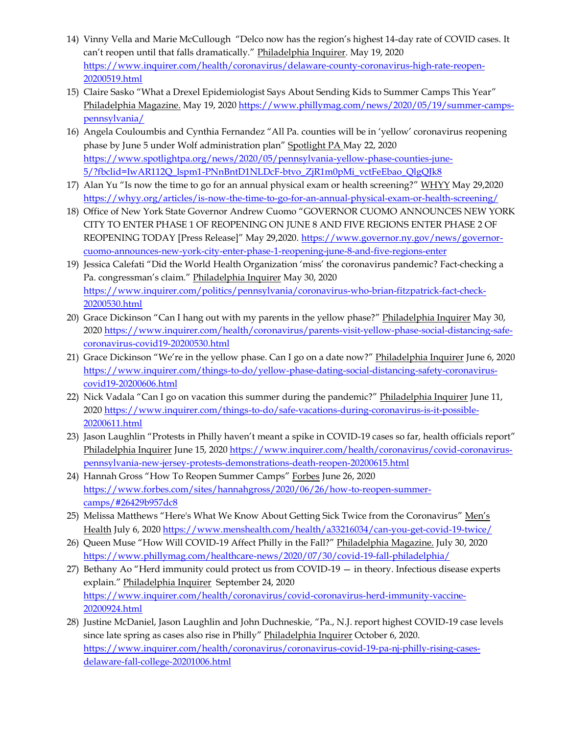14) Vinny Vella and Marie McCullough "Delco now has the region's highest 14-day rate of COVID cases. It can't reopen until that falls dramatically." Philadelphia Inquirer. May 19, 2020 https://www.inquirer.com/health/coronavirus/delaware-county-coronavirus-high-rate-reopen-20200519.html
15) Claire Sasko "What a Drexel Epidemiologist Says About Sending Kids to Summer Camps This Year" Philadelphia Magazine. May 19, 2020 https://www.phillymag.com/news/2020/05/19/summer-camps-pennsylvania/
16) Angela Couloumbis and Cynthia Fernandez "All Pa. counties will be in 'yellow' coronavirus reopening phase by June 5 under Wolf administration plan" Spotlight PA May 22, 2020 https://www.spotlightpa.org/news/2020/05/pennsylvania-yellow-phase-counties-june-5/?fbclid=IwAR112Q_lspm1-PNnBntD1NLDcF-btvo_ZjR1m0pMi_vctFeEbao_QlgQJk8
17) Alan Yu "Is now the time to go for an annual physical exam or health screening?" WHYY May 29,2020 https://whyy.org/articles/is-now-the-time-to-go-for-an-annual-physical-exam-or-health-screening/
18) Office of New York State Governor Andrew Cuomo "GOVERNOR CUOMO ANNOUNCES NEW YORK CITY TO ENTER PHASE 1 OF REOPENING ON JUNE 8 AND FIVE REGIONS ENTER PHASE 2 OF REOPENING TODAY [Press Release]" May 29,2020. https://www.governor.ny.gov/news/governor-cuomo-announces-new-york-city-enter-phase-1-reopening-june-8-and-five-regions-enter
19) Jessica Calefati "Did the World Health Organization 'miss' the coronavirus pandemic? Fact-checking a Pa. congressman's claim." Philadelphia Inquirer May 30, 2020 https://www.inquirer.com/politics/pennsylvania/coronavirus-who-brian-fitzpatrick-fact-check-20200530.html
20) Grace Dickinson "Can I hang out with my parents in the yellow phase?" Philadelphia Inquirer May 30, 2020 https://www.inquirer.com/health/coronavirus/parents-visit-yellow-phase-social-distancing-safe-coronavirus-covid19-20200530.html
21) Grace Dickinson "We're in the yellow phase. Can I go on a date now?" Philadelphia Inquirer June 6, 2020 https://www.inquirer.com/things-to-do/yellow-phase-dating-social-distancing-safety-coronavirus-covid19-20200606.html
22) Nick Vadala "Can I go on vacation this summer during the pandemic?" Philadelphia Inquirer June 11, 2020 https://www.inquirer.com/things-to-do/safe-vacations-during-coronavirus-is-it-possible-20200611.html
23) Jason Laughlin "Protests in Philly haven't meant a spike in COVID-19 cases so far, health officials report" Philadelphia Inquirer June 15, 2020 https://www.inquirer.com/health/coronavirus/covid-coronavirus-pennsylvania-new-jersey-protests-demonstrations-death-reopen-20200615.html
24) Hannah Gross "How To Reopen Summer Camps" Forbes June 26, 2020 https://www.forbes.com/sites/hannahgross/2020/06/26/how-to-reopen-summer-camps/#26429b957dc8
25) Melissa Matthews "Here's What We Know About Getting Sick Twice from the Coronavirus" Men's Health July 6, 2020 https://www.menshealth.com/health/a33216034/can-you-get-covid-19-twice/
26) Queen Muse "How Will COVID-19 Affect Philly in the Fall?" Philadelphia Magazine. July 30, 2020 https://www.phillymag.com/healthcare-news/2020/07/30/covid-19-fall-philadelphia/
27) Bethany Ao "Herd immunity could protect us from COVID-19 — in theory. Infectious disease experts explain." Philadelphia Inquirer September 24, 2020 https://www.inquirer.com/health/coronavirus/covid-coronavirus-herd-immunity-vaccine-20200924.html
28) Justine McDaniel, Jason Laughlin and John Duchneskie, "Pa., N.J. report highest COVID-19 case levels since late spring as cases also rise in Philly" Philadelphia Inquirer October 6, 2020. https://www.inquirer.com/health/coronavirus/coronavirus-covid-19-pa-nj-philly-rising-cases-delaware-fall-college-20201006.html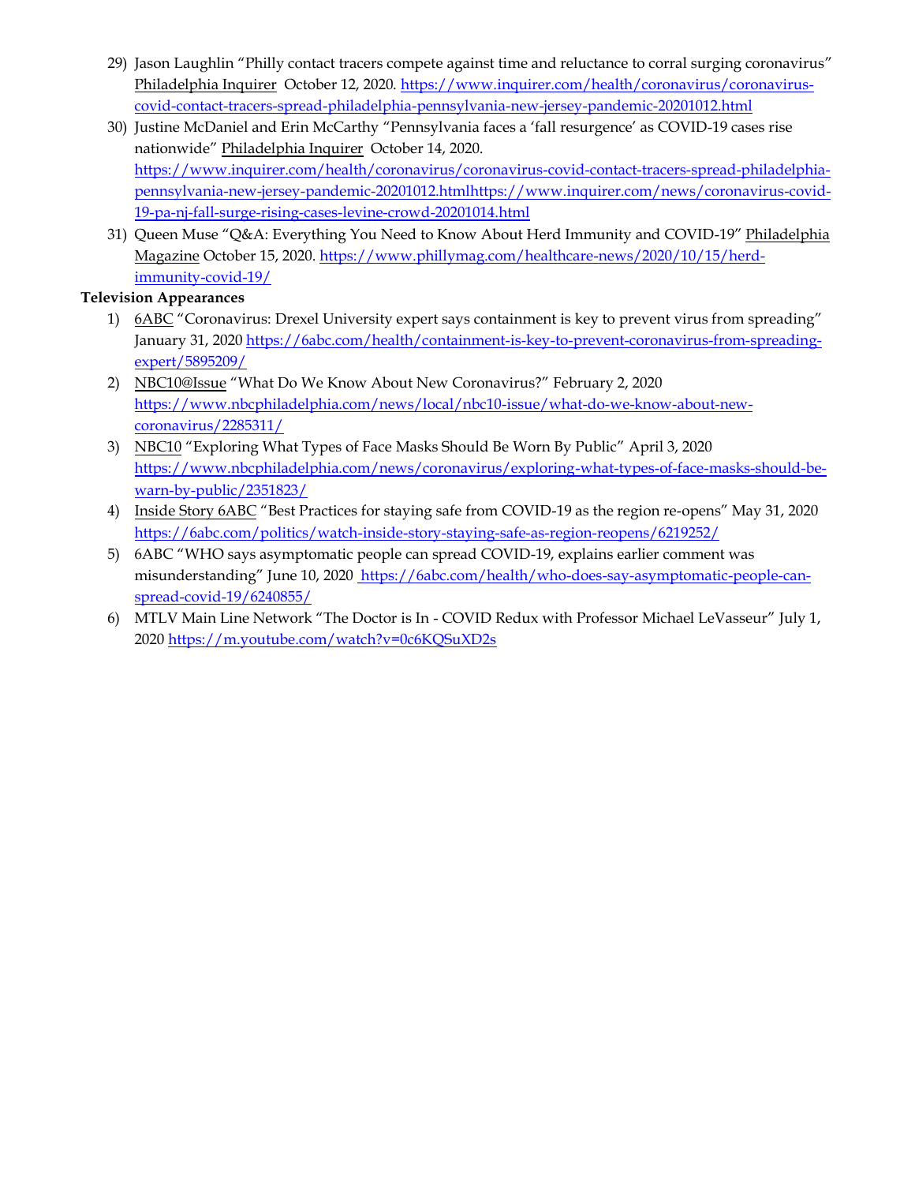29) Jason Laughlin "Philly contact tracers compete against time and reluctance to corral surging coronavirus" Philadelphia Inquirer October 12, 2020. https://www.inquirer.com/health/coronavirus/coronavirus-covid-contact-tracers-spread-philadelphia-pennsylvania-new-jersey-pandemic-20201012.html
30) Justine McDaniel and Erin McCarthy "Pennsylvania faces a 'fall resurgence' as COVID-19 cases rise nationwide" Philadelphia Inquirer October 14, 2020. https://www.inquirer.com/health/coronavirus/coronavirus-covid-contact-tracers-spread-philadelphia-pennsylvania-new-jersey-pandemic-20201012.htmlhttps://www.inquirer.com/news/coronavirus-covid-19-pa-nj-fall-surge-rising-cases-levine-crowd-20201014.html
31) Queen Muse "Q&A: Everything You Need to Know About Herd Immunity and COVID-19" Philadelphia Magazine October 15, 2020. https://www.phillymag.com/healthcare-news/2020/10/15/herd-immunity-covid-19/

**Television Appearances**

1) 6ABC "Coronavirus: Drexel University expert says containment is key to prevent virus from spreading" January 31, 2020 https://6abc.com/health/containment-is-key-to-prevent-coronavirus-from-spreading-expert/5895209/
2) NBC10@Issue "What Do We Know About New Coronavirus?" February 2, 2020 https://www.nbcphiladelphia.com/news/local/nbc10-issue/what-do-we-know-about-new-coronavirus/2285311/
3) NBC10 "Exploring What Types of Face Masks Should Be Worn By Public" April 3, 2020 https://www.nbcphiladelphia.com/news/coronavirus/exploring-what-types-of-face-masks-should-be-warn-by-public/2351823/
4) Inside Story 6ABC "Best Practices for staying safe from COVID-19 as the region re-opens" May 31, 2020 https://6abc.com/politics/watch-inside-story-staying-safe-as-region-reopens/6219252/
5) 6ABC "WHO says asymptomatic people can spread COVID-19, explains earlier comment was misunderstanding" June 10, 2020 https://6abc.com/health/who-does-say-asymptomatic-people-can-spread-covid-19/6240855/
6) MTLV Main Line Network "The Doctor is In - COVID Redux with Professor Michael LeVasseur" July 1, 2020 https://m.youtube.com/watch?v=0c6KQSuXD2s